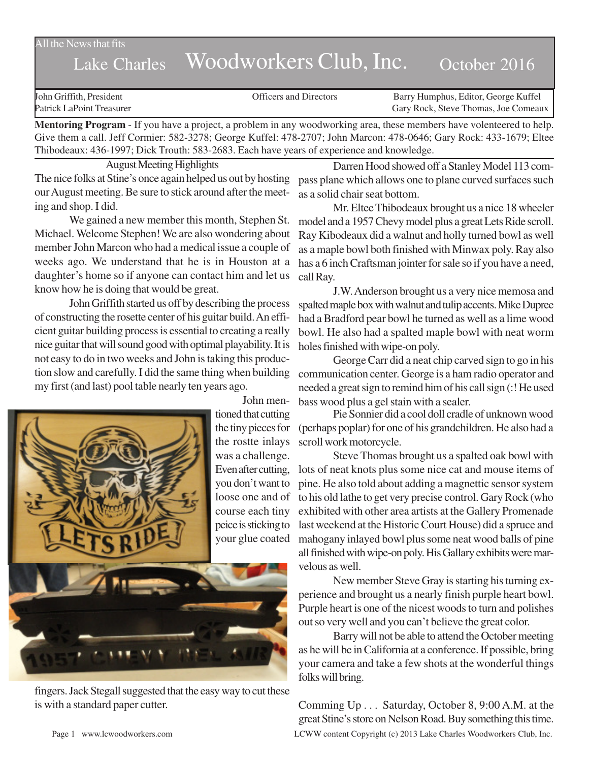All the News that fits

# Lake Charles Woodworkers Club, Inc. October 2016

John Griffith, President
Patrick LaPoint Treasurer

Officers and Directors

Barry Humphus, Editor, George Kuffel
Gary Rock, Steve Thomas, Joe Comeaux

**Mentoring Program** - If you have a project, a problem in any woodworking area, these members have volenteered to help. Give them a call. Jeff Cormier: 582-3278; George Kuffel: 478-2707; John Marcon: 478-0646; Gary Rock: 433-1679; Eltee Thibodeaux: 436-1997; Dick Trouth: 583-2683. Each have years of experience and knowledge.

## August Meeting Highlights

The nice folks at Stine's once again helped us out by hosting our August meeting. Be sure to stick around after the meeting and shop. I did.

We gained a new member this month, Stephen St. Michael. Welcome Stephen! We are also wondering about member John Marcon who had a medical issue a couple of weeks ago. We understand that he is in Houston at a daughter's home so if anyone can contact him and let us know how he is doing that would be great.

John Griffith started us off by describing the process of constructing the rosette center of his guitar build. An efficient guitar building process is essential to creating a really nice guitar that will sound good with optimal playability. It is not easy to do in two weeks and John is taking this production slow and carefully. I did the same thing when building my first (and last) pool table nearly ten years ago.

John mentioned that cutting the tiny pieces for the rostte inlays was a challenge. Even after cutting, you don't want to loose one and of course each tiny peice is sticking to your glue coated fingers. Jack Stegall suggested that the easy way to cut these is with a standard paper cutter.

Darren Hood showed off a Stanley Model 113 compass plane which allows one to plane curved surfaces such as a solid chair seat bottom.

Mr. Eltee Thibodeaux brought us a nice 18 wheeler model and a 1957 Chevy model plus a great Lets Ride scroll. Ray Kibodeaux did a walnut and holly turned bowl as well as a maple bowl both finished with Minwax poly. Ray also has a 6 inch Craftsman jointer for sale so if you have a need, call Ray.

J.W. Anderson brought us a very nice memosa and spalted maple box with walnut and tulip accents. Mike Dupree had a Bradford pear bowl he turned as well as a lime wood bowl. He also had a spalted maple bowl with neat worm holes finished with wipe-on poly.

George Carr did a neat chip carved sign to go in his communication center. George is a ham radio operator and needed a great sign to remind him of his call sign (:! He used bass wood plus a gel stain with a sealer.

Pie Sonnier did a cool doll cradle of unknown wood (perhaps poplar) for one of his grandchildren. He also had a scroll work motorcycle.

Steve Thomas brought us a spalted oak bowl with lots of neat knots plus some nice cat and mouse items of pine. He also told about adding a magnettic sensor system to his old lathe to get very precise control. Gary Rock (who exhibited with other area artists at the Gallery Promenade last weekend at the Historic Court House) did a spruce and mahogany inlayed bowl plus some neat wood balls of pine all finished with wipe-on poly. His Gallary exhibits were marvelous as well.

New member Steve Gray is starting his turning experience and brought us a nearly finish purple heart bowl. Purple heart is one of the nicest woods to turn and polishes out so very well and you can't believe the great color.

Barry will not be able to attend the October meeting as he will be in California at a conference. If possible, bring your camera and take a few shots at the wonderful things folks will bring.

Comming Up . . . Saturday, October 8, 9:00 A.M. at the great Stine's store on Nelson Road. Buy something this time.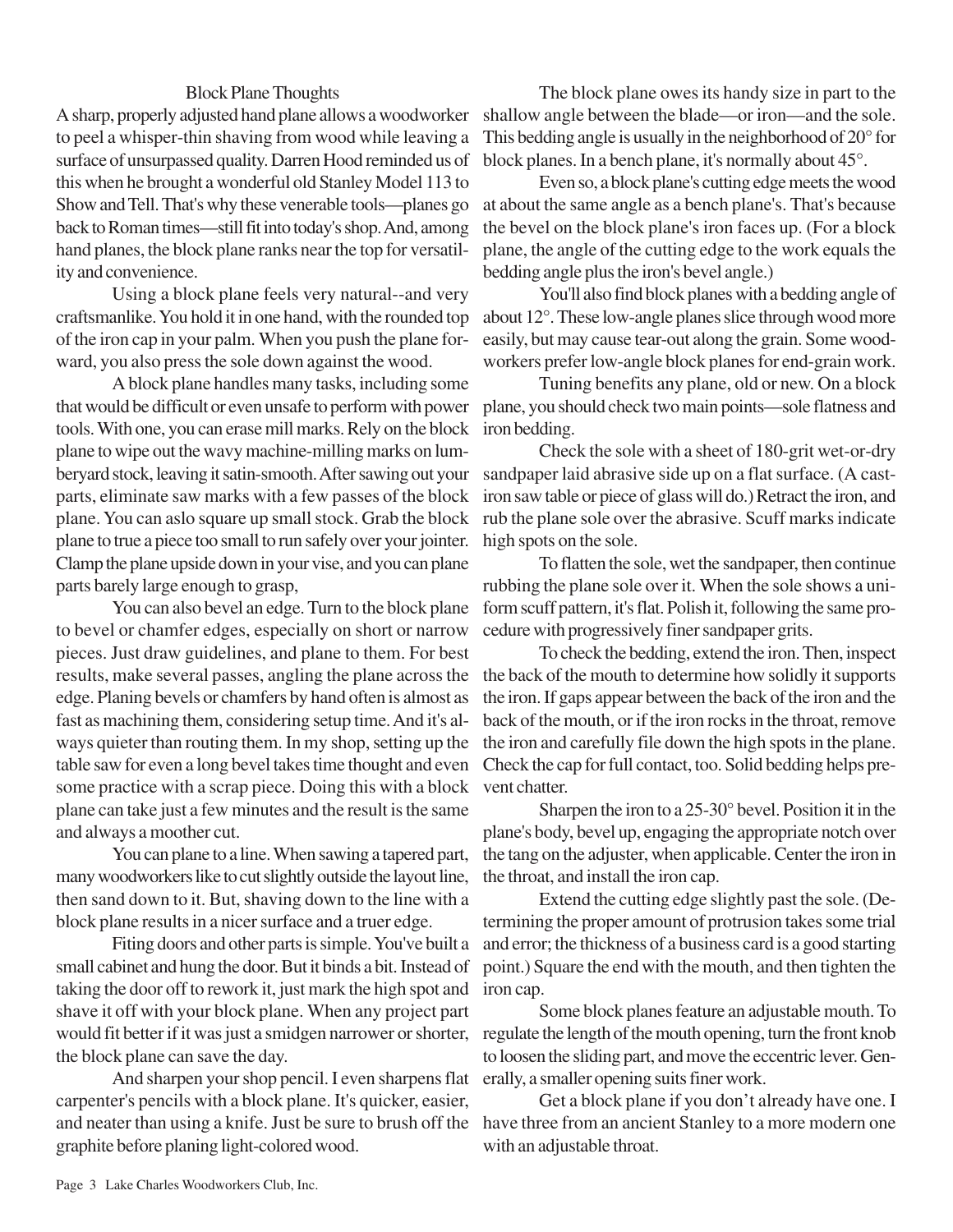## Block Plane Thoughts

A sharp, properly adjusted hand plane allows a woodworker to peel a whisper-thin shaving from wood while leaving a surface of unsurpassed quality. Darren Hood reminded us of this when he brought a wonderful old Stanley Model 113 to Show and Tell. That's why these venerable tools—planes go back to Roman times—still fit into today's shop. And, among hand planes, the block plane ranks near the top for versatility and convenience.

Using a block plane feels very natural--and very craftsmanlike. You hold it in one hand, with the rounded top of the iron cap in your palm. When you push the plane forward, you also press the sole down against the wood.

A block plane handles many tasks, including some that would be difficult or even unsafe to perform with power tools. With one, you can erase mill marks. Rely on the block plane to wipe out the wavy machine-milling marks on lumberyard stock, leaving it satin-smooth. After sawing out your parts, eliminate saw marks with a few passes of the block plane. You can aslo square up small stock. Grab the block plane to true a piece too small to run safely over your jointer. Clamp the plane upside down in your vise, and you can plane parts barely large enough to grasp,

You can also bevel an edge. Turn to the block plane to bevel or chamfer edges, especially on short or narrow pieces. Just draw guidelines, and plane to them. For best results, make several passes, angling the plane across the edge. Planing bevels or chamfers by hand often is almost as fast as machining them, considering setup time. And it's always quieter than routing them. In my shop, setting up the table saw for even a long bevel takes time thought and even some practice with a scrap piece. Doing this with a block plane can take just a few minutes and the result is the same and always a moother cut.

You can plane to a line. When sawing a tapered part, many woodworkers like to cut slightly outside the layout line, then sand down to it. But, shaving down to the line with a block plane results in a nicer surface and a truer edge.

Fitting doors and other parts is simple. You've built a small cabinet and hung the door. But it binds a bit. Instead of taking the door off to rework it, just mark the high spot and shave it off with your block plane. When any project part would fit better if it was just a smidgen narrower or shorter, the block plane can save the day.

And sharpen your shop pencil. I even sharpens flat carpenter's pencils with a block plane. It's quicker, easier, and neater than using a knife. Just be sure to brush off the graphite before planing light-colored wood.

The block plane owes its handy size in part to the shallow angle between the blade—or iron—and the sole. This bedding angle is usually in the neighborhood of 20° for block planes. In a bench plane, it's normally about 45°.

Even so, a block plane's cutting edge meets the wood at about the same angle as a bench plane's. That's because the bevel on the block plane's iron faces up. (For a block plane, the angle of the cutting edge to the work equals the bedding angle plus the iron's bevel angle.)

You'll also find block planes with a bedding angle of about 12°. These low-angle planes slice through wood more easily, but may cause tear-out along the grain. Some woodworkers prefer low-angle block planes for end-grain work.

Tuning benefits any plane, old or new. On a block plane, you should check two main points—sole flatness and iron bedding.

Check the sole with a sheet of 180-grit wet-or-dry sandpaper laid abrasive side up on a flat surface. (A cast-iron saw table or piece of glass will do.) Retract the iron, and rub the plane sole over the abrasive. Scuff marks indicate high spots on the sole.

To flatten the sole, wet the sandpaper, then continue rubbing the plane sole over it. When the sole shows a uniform scuff pattern, it's flat. Polish it, following the same procedure with progressively finer sandpaper grits.

To check the bedding, extend the iron. Then, inspect the back of the mouth to determine how solidly it supports the iron. If gaps appear between the back of the iron and the back of the mouth, or if the iron rocks in the throat, remove the iron and carefully file down the high spots in the plane. Check the cap for full contact, too. Solid bedding helps prevent chatter.

Sharpen the iron to a 25-30° bevel. Position it in the plane's body, bevel up, engaging the appropriate notch over the tang on the adjuster, when applicable. Center the iron in the throat, and install the iron cap.

Extend the cutting edge slightly past the sole. (Determining the proper amount of protrusion takes some trial and error; the thickness of a business card is a good starting point.) Square the end with the mouth, and then tighten the iron cap.

Some block planes feature an adjustable mouth. To regulate the length of the mouth opening, turn the front knob to loosen the sliding part, and move the eccentric lever. Generally, a smaller opening suits finer work.

Get a block plane if you don't already have one. I have three from an ancient Stanley to a more modern one with an adjustable throat.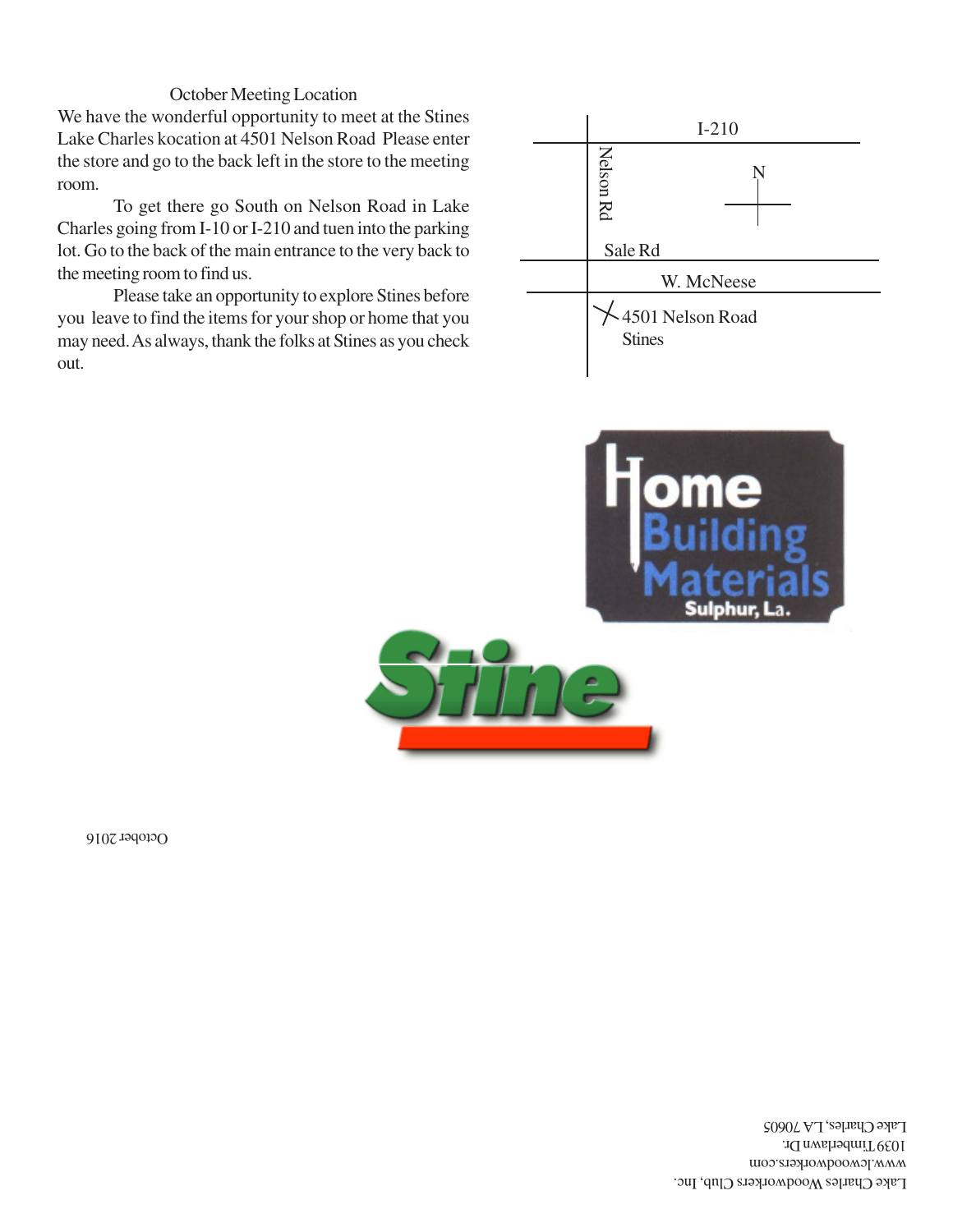### October Meeting Location

We have the wonderful opportunity to meet at the Stines Lake Charles kocation at 4501 Nelson Road Please enter the store and go to the back left in the store to the meeting room.

To get there go South on Nelson Road in Lake Charles going from I-10 or I-210 and tuen into the parking lot. Go to the back of the main entrance to the very back to the meeting room to find us.

Please take an opportunity to explore Stines before you leave to find the items for your shop or home that you may need. As always, thank the folks at Stines as you check out.

I-210

Nelson Rd

N

Sale Rd

W. McNeese

4501 Nelson Road
Stines

Home Building Materials
Sulphur, La.

Stine

October 2016

Lake Charles Woodworkers Club, Inc.
www.lcwoodworkers.com
1039 Timberlawn Dr.
Lake Charles, LA 70605